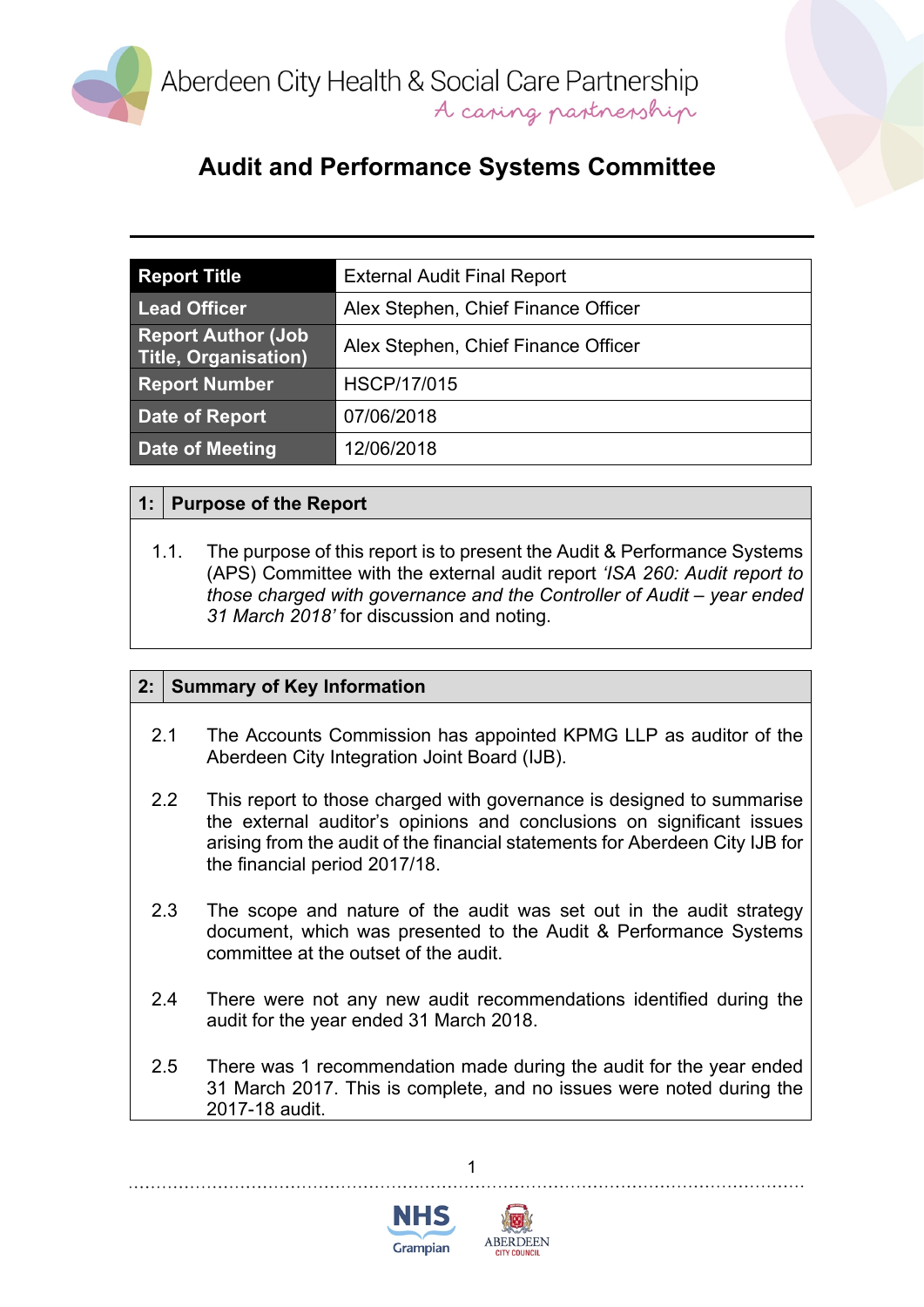Aberdeen City Health & Social Care Partnership
*A caring partnership*

# Audit and Performance Systems Committee

| Report Title | External Audit Final Report |
| --- | --- |
| Lead Officer | Alex Stephen, Chief Finance Officer |
| Report Author (Job Title, Organisation) | Alex Stephen, Chief Finance Officer |
| Report Number | HSCP/17/015 |
| Date of Report | 07/06/2018 |
| Date of Meeting | 12/06/2018 |

## 1: Purpose of the Report

1.1. The purpose of this report is to present the Audit & Performance Systems (APS) Committee with the external audit report *'ISA 260: Audit report to those charged with governance and the Controller of Audit – year ended 31 March 2018'* for discussion and noting.

## 2: Summary of Key Information

2.1 The Accounts Commission has appointed KPMG LLP as auditor of the Aberdeen City Integration Joint Board (IJB).

2.2 This report to those charged with governance is designed to summarise the external auditor's opinions and conclusions on significant issues arising from the audit of the financial statements for Aberdeen City IJB for the financial period 2017/18.

2.3 The scope and nature of the audit was set out in the audit strategy document, which was presented to the Audit & Performance Systems committee at the outset of the audit.

2.4 There were not any new audit recommendations identified during the audit for the year ended 31 March 2018.

2.5 There was 1 recommendation made during the audit for the year ended 31 March 2017. This is complete, and no issues were noted during the 2017-18 audit.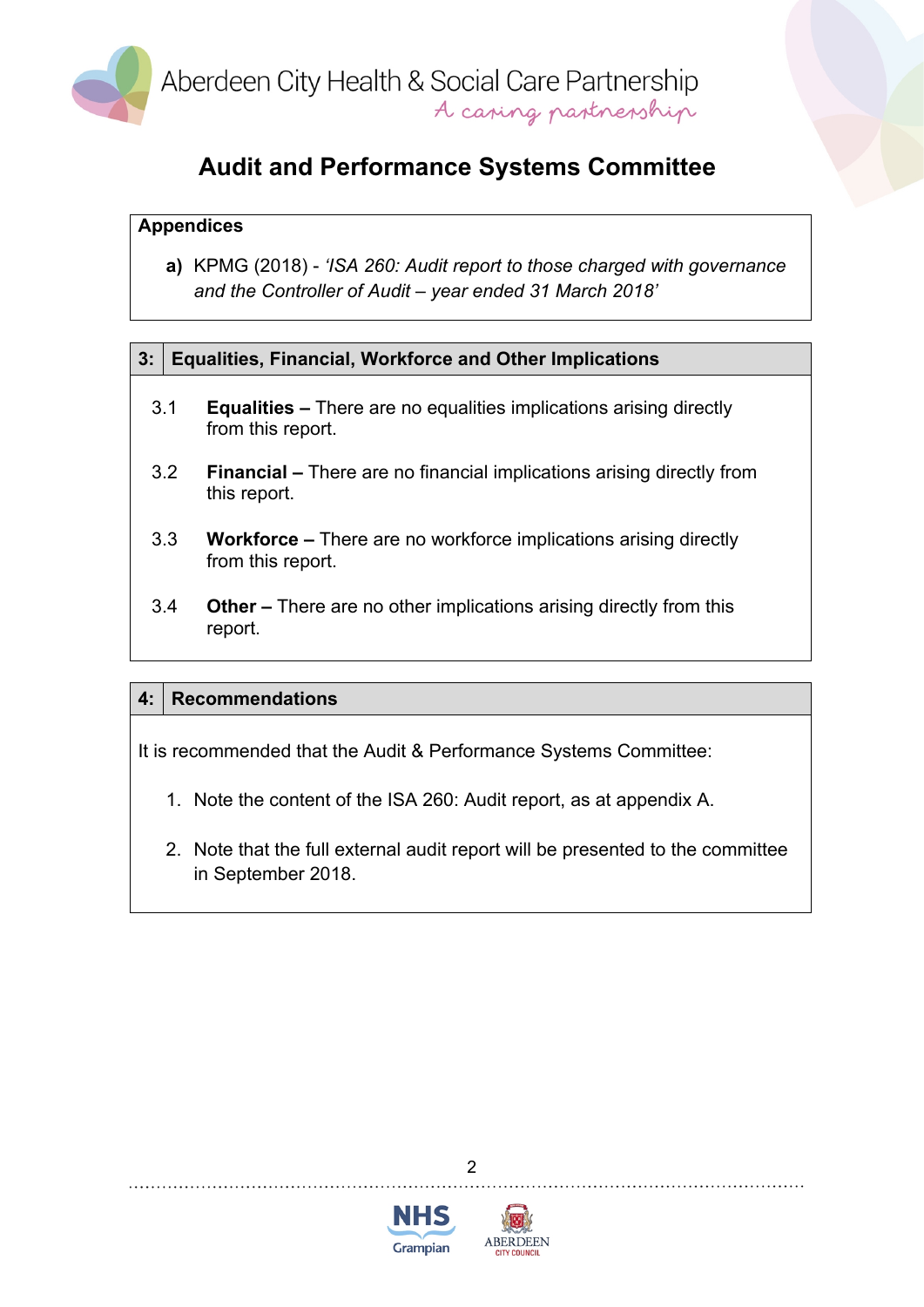# Audit and Performance Systems Committee

**Appendices**

**a)** KPMG (2018) - *'ISA 260: Audit report to those charged with governance and the Controller of Audit – year ended 31 March 2018'*

## 3: Equalities, Financial, Workforce and Other Implications

3.1 **Equalities –** There are no equalities implications arising directly from this report.

3.2 **Financial –** There are no financial implications arising directly from this report.

3.3 **Workforce –** There are no workforce implications arising directly from this report.

3.4 **Other –** There are no other implications arising directly from this report.

## 4: Recommendations

It is recommended that the Audit & Performance Systems Committee:

1. Note the content of the ISA 260: Audit report, as at appendix A.
2. Note that the full external audit report will be presented to the committee in September 2018.